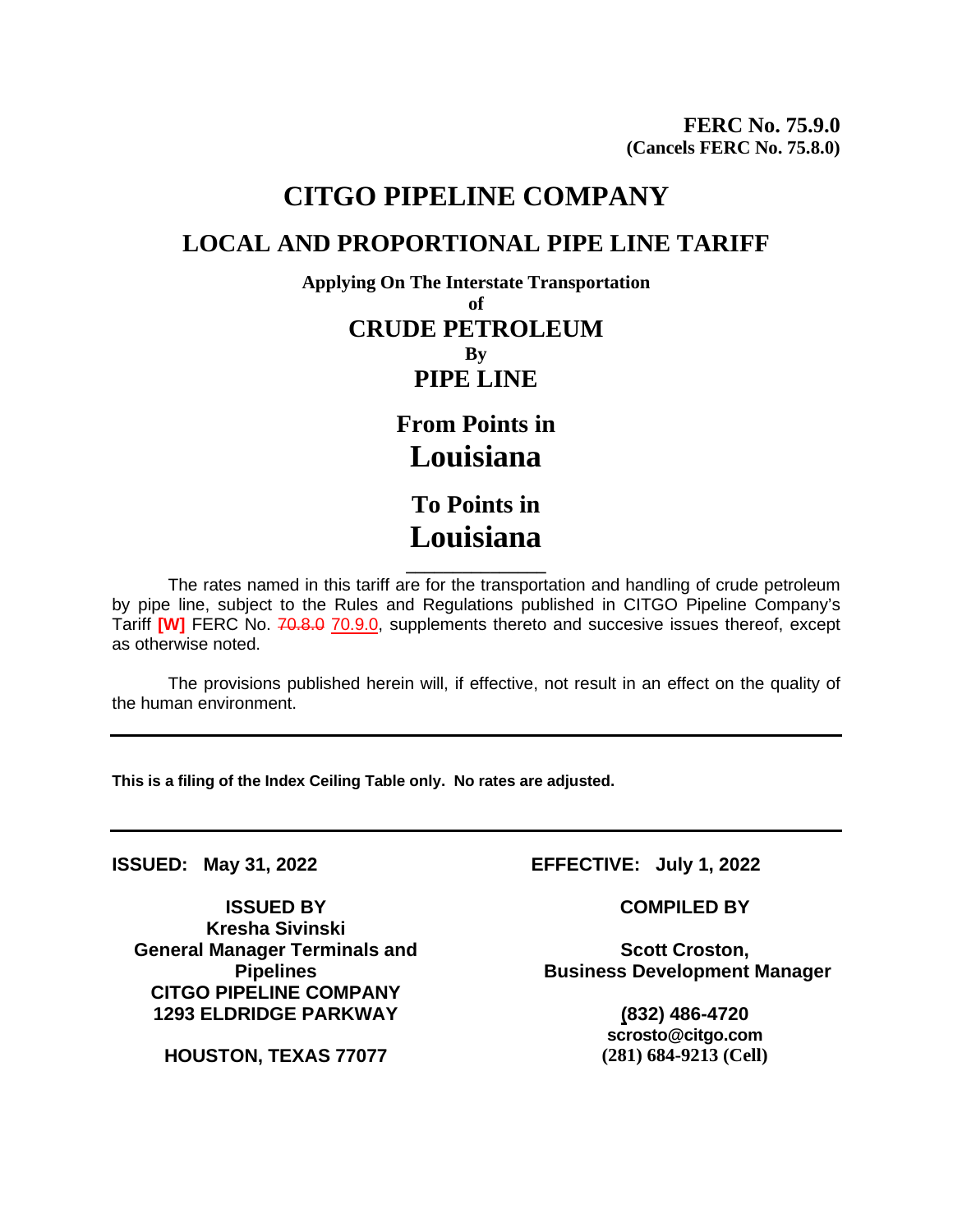**FERC No. 75.9.0**
**(Cancels FERC No. 75.8.0)**

# CITGO PIPELINE COMPANY

## LOCAL AND PROPORTIONAL PIPE LINE TARIFF

**Applying On The Interstate Transportation**
**of**
**CRUDE PETROLEUM**
**By**
**PIPE LINE**

**From Points in**
**Louisiana**

**To Points in**
**Louisiana**

The rates named in this tariff are for the transportation and handling of crude petroleum by pipe line, subject to the Rules and Regulations published in CITGO Pipeline Company's Tariff **[W]** FERC No. ~~70.8.0~~ 70.9.0, supplements thereto and succesive issues thereof, except as otherwise noted.

The provisions published herein will, if effective, not result in an effect on the quality of the human environment.

---

**This is a filing of the Index Ceiling Table only. No rates are adjusted.**

---

**ISSUED: May 31, 2022**

**EFFECTIVE: July 1, 2022**

**ISSUED BY**
**Kresha Sivinski**
**General Manager Terminals and Pipelines**
**CITGO PIPELINE COMPANY**
**1293 ELDRIDGE PARKWAY**

**HOUSTON, TEXAS 77077**

**COMPILED BY**

**Scott Croston,**
**Business Development Manager**

**(832) 486-4720**
**scrosto@citgo.com**
**(281) 684-9213 (Cell)**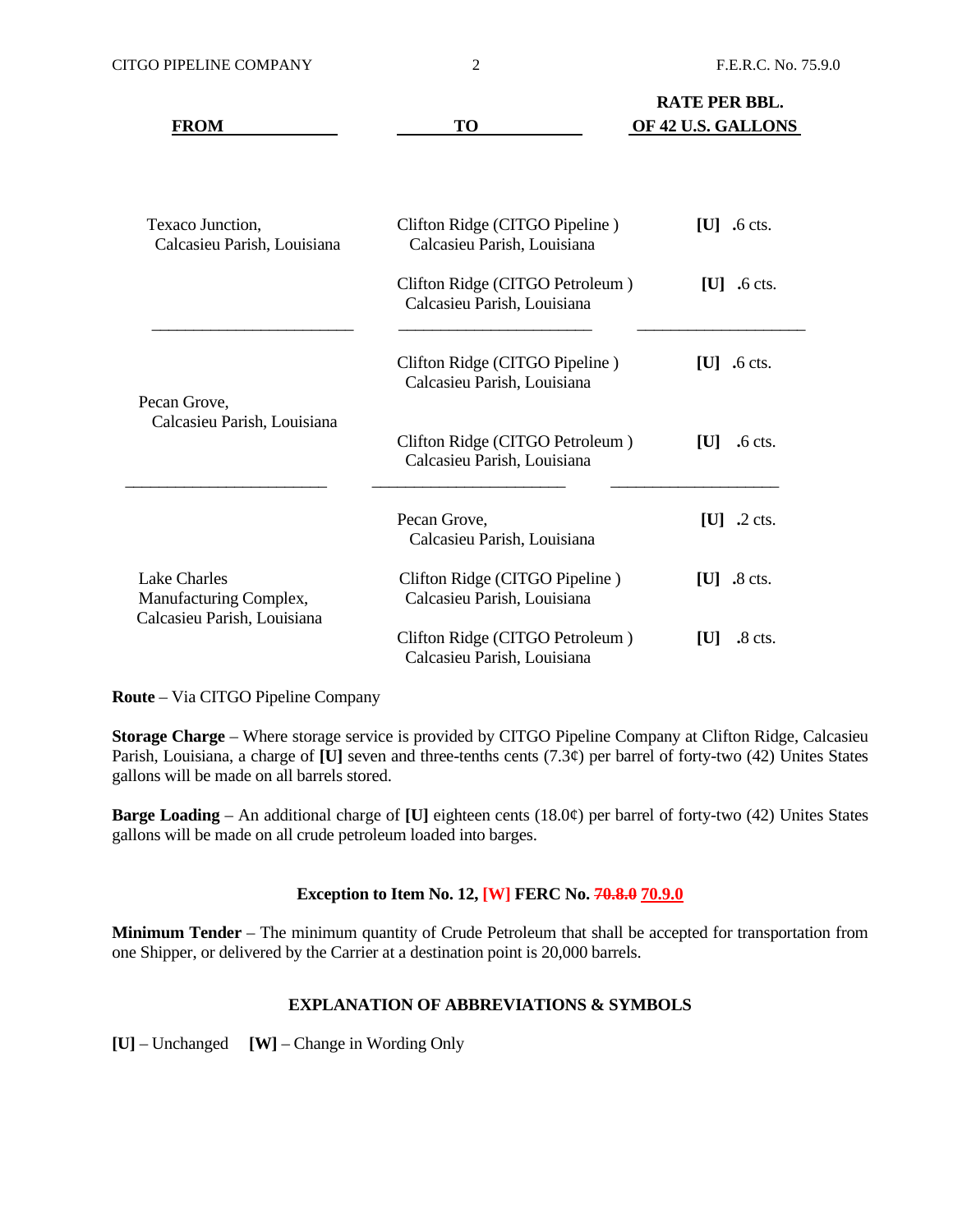| FROM | TO | RATE PER BBL. OF 42 U.S. GALLONS |
|---|---|---|
| Texaco Junction, Calcasieu Parish, Louisiana | Clifton Ridge (CITGO Pipeline ) Calcasieu Parish, Louisiana | **[U]** .6 cts. |
| | Clifton Ridge (CITGO Petroleum ) Calcasieu Parish, Louisiana | **[U]** .6 cts. |
| Pecan Grove, Calcasieu Parish, Louisiana | Clifton Ridge (CITGO Pipeline ) Calcasieu Parish, Louisiana | **[U]** .6 cts. |
| | Clifton Ridge (CITGO Petroleum ) Calcasieu Parish, Louisiana | **[U]** .6 cts. |
| Lake Charles Manufacturing Complex, Calcasieu Parish, Louisiana | Pecan Grove, Calcasieu Parish, Louisiana | **[U]** .2 cts. |
| | Clifton Ridge (CITGO Pipeline ) Calcasieu Parish, Louisiana | **[U]** .8 cts. |
| | Clifton Ridge (CITGO Petroleum ) Calcasieu Parish, Louisiana | **[U]** .8 cts. |

**Route** – Via CITGO Pipeline Company

**Storage Charge** – Where storage service is provided by CITGO Pipeline Company at Clifton Ridge, Calcasieu Parish, Louisiana, a charge of **[U]** seven and three-tenths cents (7.3¢) per barrel of forty-two (42) Unites States gallons will be made on all barrels stored.

**Barge Loading** – An additional charge of **[U]** eighteen cents (18.0¢) per barrel of forty-two (42) Unites States gallons will be made on all crude petroleum loaded into barges.

**Exception to Item No. 12, [W] FERC No. ~~70.8.0~~ 70.9.0**

**Minimum Tender** – The minimum quantity of Crude Petroleum that shall be accepted for transportation from one Shipper, or delivered by the Carrier at a destination point is 20,000 barrels.

**EXPLANATION OF ABBREVIATIONS & SYMBOLS**

**[U]** – Unchanged **[W]** – Change in Wording Only